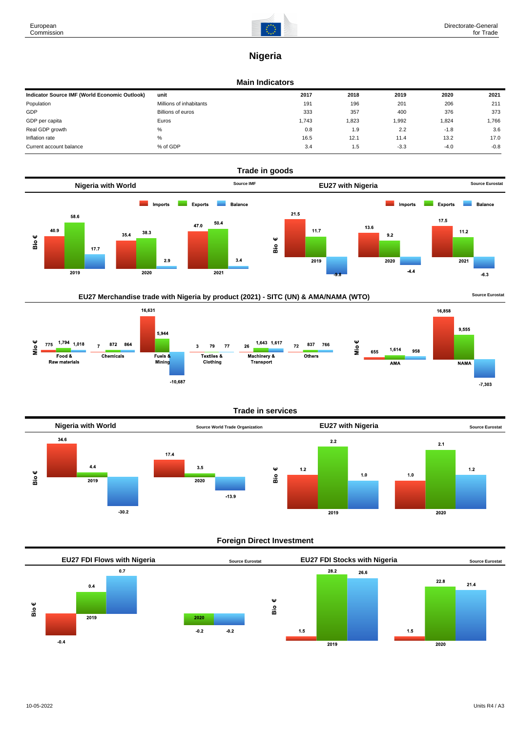# Nigeria

## Main Indicators

| Indicator Source IMF (World Economic Outlook) | unit | 2017 | 2018 | 2019 | 2020 | 2021 |
|---|---|---|---|---|---|---|
| Population | Millions of inhabitants | 191 | 196 | 201 | 206 | 211 |
| GDP | Billions of euros | 333 | 357 | 400 | 376 | 373 |
| GDP per capita | Euros | 1,743 | 1,823 | 1,992 | 1,824 | 1,766 |
| Real GDP growth | % | 0.8 | 1.9 | 2.2 | -1.8 | 3.6 |
| Inflation rate | % | 16.5 | 12.1 | 11.4 | 13.2 | 17.0 |
| Current account balance | % of GDP | 3.4 | 1.5 | -3.3 | -4.0 | -0.8 |

## Trade in goods

### Nigeria with World

Source IMF

Bio €

| | Imports | Exports | Balance |
|---|---|---|---|
| 2019 | 40.9 | 58.6 | 17.7 |
| 2020 | 35.4 | 38.3 | 2.9 |
| 2021 | 47.0 | 50.4 | 3.4 |

### EU27 with Nigeria

Source Eurostat

Bio €

| | Imports | Exports | Balance |
|---|---|---|---|
| 2019 | 21.5 | 11.7 | -9.8 |
| 2020 | 13.6 | 9.2 | -4.4 |
| 2021 | 17.5 | 11.2 | -6.3 |

### EU27 Merchandise trade with Nigeria by product (2021) - SITC (UN) & AMA/NAMA (WTO)

Source Eurostat

Mio €

| | Imports | Exports | Balance |
|---|---|---|---|
| Food & Raw materials | 775 | 1,794 | 1,018 |
| Chemicals | 7 | 872 | 864 |
| Fuels & Mining | 16,631 | 5,944 | -10,687 |
| Textiles & Clothing | 3 | 79 | 77 |
| Machinery & Transport | 26 | 1,643 | 1,617 |
| Others | 72 | 837 | 766 |

Mio €

| | Imports | Exports | Balance |
|---|---|---|---|
| AMA | 655 | 1,614 | 958 |
| NAMA | 16,858 | 9,555 | -7,303 |

## Trade in services

### Nigeria with World

Source World Trade Organization

Bio €

| | Imports | Exports | Balance |
|---|---|---|---|
| 2019 | 34.6 | 4.4 | -30.2 |
| 2020 | 17.4 | 3.5 | -13.9 |

### EU27 with Nigeria

Source Eurostat

Bio €

| | Imports | Exports | Balance |
|---|---|---|---|
| 2019 | 1.2 | 2.2 | 1.0 |
| 2020 | 1.0 | 2.1 | 1.2 |

## Foreign Direct Investment

### EU27 FDI Flows with Nigeria

Source Eurostat

Bio €

| | Inward | Outward | Balance |
|---|---|---|---|
| 2019 | -0.4 | 0.4 | 0.7 |
| 2020 | | -0.2 | -0.2 |

### EU27 FDI Stocks with Nigeria

Source Eurostat

Bio €

| | Inward | Outward | Balance |
|---|---|---|---|
| 2019 | 1.5 | 28.2 | 26.6 |
| 2020 | 1.5 | 22.8 | 21.4 |

10-05-2022

Units R4 / A3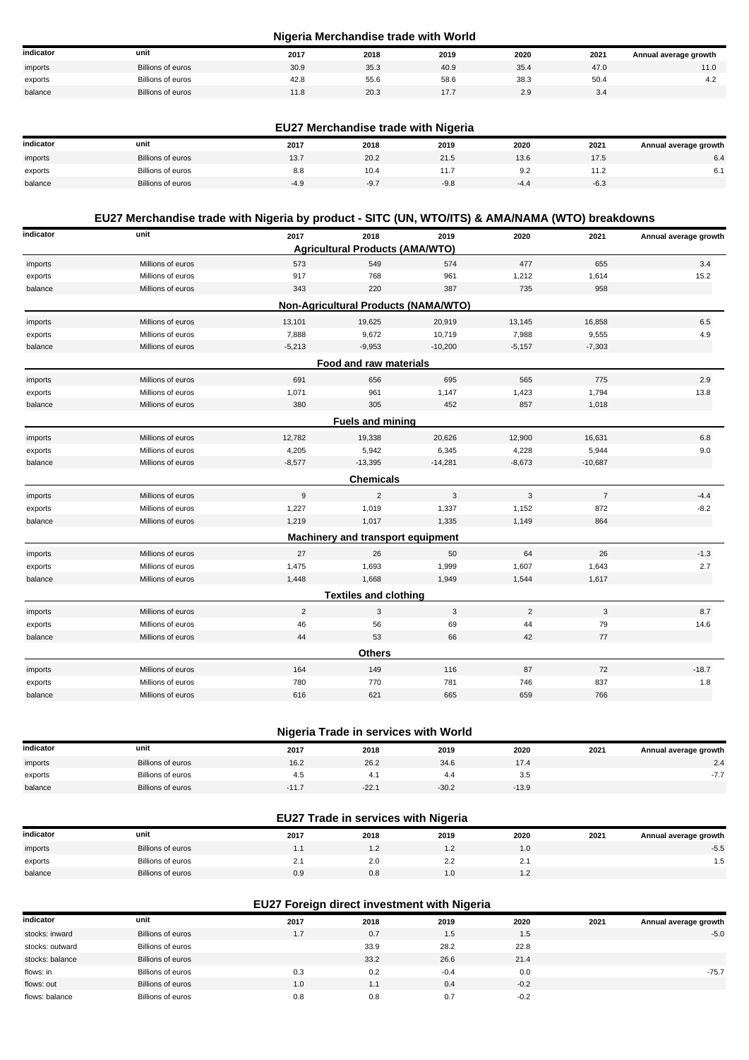### Nigeria Merchandise trade with World

| indicator | unit | 2017 | 2018 | 2019 | 2020 | 2021 | Annual average growth |
|---|---|---|---|---|---|---|---|
| imports | Billions of euros | 30.9 | 35.3 | 40.9 | 35.4 | 47.0 | 11.0 |
| exports | Billions of euros | 42.8 | 55.6 | 58.6 | 38.3 | 50.4 | 4.2 |
| balance | Billions of euros | 11.8 | 20.3 | 17.7 | 2.9 | 3.4 | |

### EU27 Merchandise trade with Nigeria

| indicator | unit | 2017 | 2018 | 2019 | 2020 | 2021 | Annual average growth |
|---|---|---|---|---|---|---|---|
| imports | Billions of euros | 13.7 | 20.2 | 21.5 | 13.6 | 17.5 | 6.4 |
| exports | Billions of euros | 8.8 | 10.4 | 11.7 | 9.2 | 11.2 | 6.1 |
| balance | Billions of euros | -4.9 | -9.7 | -9.8 | -4.4 | -6.3 | |

### EU27 Merchandise trade with Nigeria by product - SITC (UN, WTO/ITS) & AMA/NAMA (WTO) breakdowns

| indicator | unit | 2017 | 2018 | 2019 | 2020 | 2021 | Annual average growth |
|---|---|---|---|---|---|---|---|
| | | | **Agricultural Products (AMA/WTO)** | | | | |
| imports | Millions of euros | 573 | 549 | 574 | 477 | 655 | 3.4 |
| exports | Millions of euros | 917 | 768 | 961 | 1,212 | 1,614 | 15.2 |
| balance | Millions of euros | 343 | 220 | 387 | 735 | 958 | |
| | | | **Non-Agricultural Products (NAMA/WTO)** | | | | |
| imports | Millions of euros | 13,101 | 19,625 | 20,919 | 13,145 | 16,858 | 6.5 |
| exports | Millions of euros | 7,888 | 9,672 | 10,719 | 7,988 | 9,555 | 4.9 |
| balance | Millions of euros | -5,213 | -9,953 | -10,200 | -5,157 | -7,303 | |
| | | | **Food and raw materials** | | | | |
| imports | Millions of euros | 691 | 656 | 695 | 565 | 775 | 2.9 |
| exports | Millions of euros | 1,071 | 961 | 1,147 | 1,423 | 1,794 | 13.8 |
| balance | Millions of euros | 380 | 305 | 452 | 857 | 1,018 | |
| | | | **Fuels and mining** | | | | |
| imports | Millions of euros | 12,782 | 19,338 | 20,626 | 12,900 | 16,631 | 6.8 |
| exports | Millions of euros | 4,205 | 5,942 | 6,345 | 4,228 | 5,944 | 9.0 |
| balance | Millions of euros | -8,577 | -13,395 | -14,281 | -8,673 | -10,687 | |
| | | | **Chemicals** | | | | |
| imports | Millions of euros | 9 | 2 | 3 | 3 | 7 | -4.4 |
| exports | Millions of euros | 1,227 | 1,019 | 1,337 | 1,152 | 872 | -8.2 |
| balance | Millions of euros | 1,219 | 1,017 | 1,335 | 1,149 | 864 | |
| | | | **Machinery and transport equipment** | | | | |
| imports | Millions of euros | 27 | 26 | 50 | 64 | 26 | -1.3 |
| exports | Millions of euros | 1,475 | 1,693 | 1,999 | 1,607 | 1,643 | 2.7 |
| balance | Millions of euros | 1,448 | 1,668 | 1,949 | 1,544 | 1,617 | |
| | | | **Textiles and clothing** | | | | |
| imports | Millions of euros | 2 | 3 | 3 | 2 | 3 | 8.7 |
| exports | Millions of euros | 46 | 56 | 69 | 44 | 79 | 14.6 |
| balance | Millions of euros | 44 | 53 | 66 | 42 | 77 | |
| | | | **Others** | | | | |
| imports | Millions of euros | 164 | 149 | 116 | 87 | 72 | -18.7 |
| exports | Millions of euros | 780 | 770 | 781 | 746 | 837 | 1.8 |
| balance | Millions of euros | 616 | 621 | 665 | 659 | 766 | |

### Nigeria Trade in services with World

| indicator | unit | 2017 | 2018 | 2019 | 2020 | 2021 | Annual average growth |
|---|---|---|---|---|---|---|---|
| imports | Billions of euros | 16.2 | 26.2 | 34.6 | 17.4 | | 2.4 |
| exports | Billions of euros | 4.5 | 4.1 | 4.4 | 3.5 | | -7.7 |
| balance | Billions of euros | -11.7 | -22.1 | -30.2 | -13.9 | | |

### EU27 Trade in services with Nigeria

| indicator | unit | 2017 | 2018 | 2019 | 2020 | 2021 | Annual average growth |
|---|---|---|---|---|---|---|---|
| imports | Billions of euros | 1.1 | 1.2 | 1.2 | 1.0 | | -5.5 |
| exports | Billions of euros | 2.1 | 2.0 | 2.2 | 2.1 | | 1.5 |
| balance | Billions of euros | 0.9 | 0.8 | 1.0 | 1.2 | | |

### EU27 Foreign direct investment with Nigeria

| indicator | unit | 2017 | 2018 | 2019 | 2020 | 2021 | Annual average growth |
|---|---|---|---|---|---|---|---|
| stocks: inward | Billions of euros | 1.7 | 0.7 | 1.5 | 1.5 | | -5.0 |
| stocks: outward | Billions of euros | | 33.9 | 28.2 | 22.8 | | |
| stocks: balance | Billions of euros | | 33.2 | 26.6 | 21.4 | | |
| flows: in | Billions of euros | 0.3 | 0.2 | -0.4 | 0.0 | | -75.7 |
| flows: out | Billions of euros | 1.0 | 1.1 | 0.4 | -0.2 | | |
| flows: balance | Billions of euros | 0.8 | 0.8 | 0.7 | -0.2 | | |